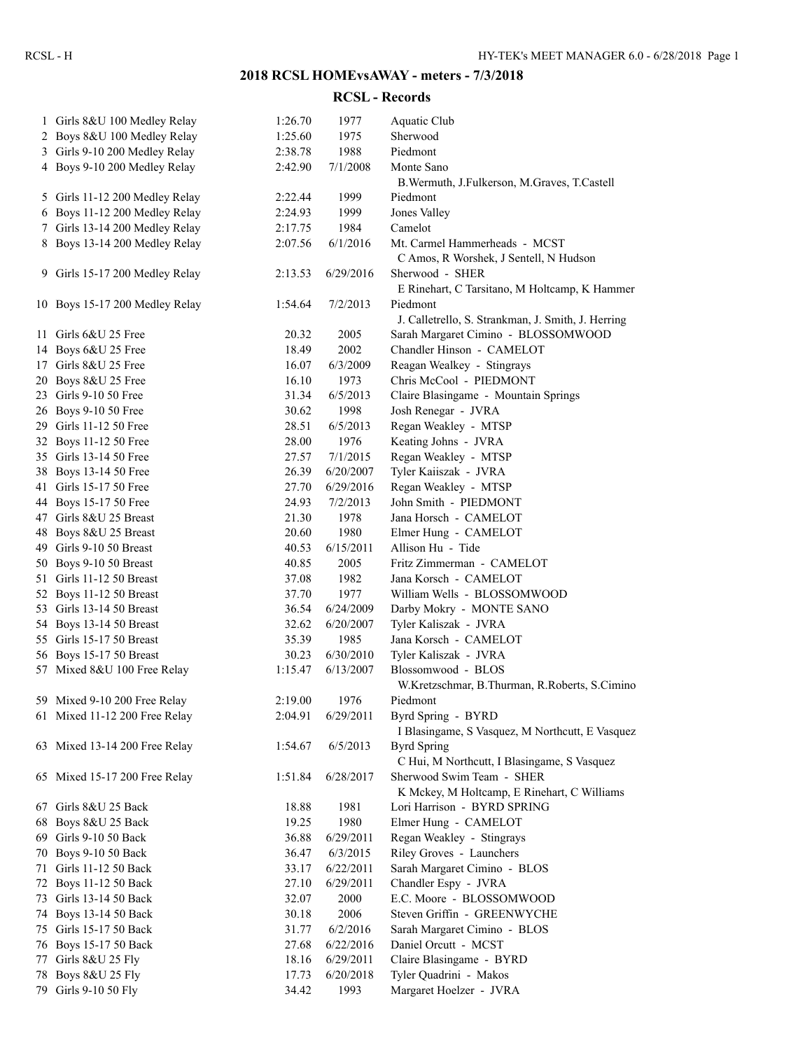# 2018 RCSL HOMEvsAWAY - meters - 7/3/2018

## RCSL - Records

| # | Event | Time | Date | Holder |
|---|---|---|---|---|
| 1 | Girls 8&U 100 Medley Relay | 1:26.70 | 1977 | Aquatic Club |
| 2 | Boys 8&U 100 Medley Relay | 1:25.60 | 1975 | Sherwood |
| 3 | Girls 9-10 200 Medley Relay | 2:38.78 | 1988 | Piedmont |
| 4 | Boys 9-10 200 Medley Relay | 2:42.90 | 7/1/2008 | Monte Sano<br>B.Wermuth, J.Fulkerson, M.Graves, T.Castell |
| 5 | Girls 11-12 200 Medley Relay | 2:22.44 | 1999 | Piedmont |
| 6 | Boys 11-12 200 Medley Relay | 2:24.93 | 1999 | Jones Valley |
| 7 | Girls 13-14 200 Medley Relay | 2:17.75 | 1984 | Camelot |
| 8 | Boys 13-14 200 Medley Relay | 2:07.56 | 6/1/2016 | Mt. Carmel Hammerheads - MCST<br>C Amos, R Worshek, J Sentell, N Hudson |
| 9 | Girls 15-17 200 Medley Relay | 2:13.53 | 6/29/2016 | Sherwood - SHER<br>E Rinehart, C Tarsitano, M Holtcamp, K Hammer |
| 10 | Boys 15-17 200 Medley Relay | 1:54.64 | 7/2/2013 | Piedmont<br>J. Calletrello, S. Strankman, J. Smith, J. Herring |
| 11 | Girls 6&U 25 Free | 20.32 | 2005 | Sarah Margaret Cimino - BLOSSOMWOOD |
| 14 | Boys 6&U 25 Free | 18.49 | 2002 | Chandler Hinson - CAMELOT |
| 17 | Girls 8&U 25 Free | 16.07 | 6/3/2009 | Reagan Wealkey - Stingrays |
| 20 | Boys 8&U 25 Free | 16.10 | 1973 | Chris McCool - PIEDMONT |
| 23 | Girls 9-10 50 Free | 31.34 | 6/5/2013 | Claire Blasingame - Mountain Springs |
| 26 | Boys 9-10 50 Free | 30.62 | 1998 | Josh Renegar - JVRA |
| 29 | Girls 11-12 50 Free | 28.51 | 6/5/2013 | Regan Weakley - MTSP |
| 32 | Boys 11-12 50 Free | 28.00 | 1976 | Keating Johns - JVRA |
| 35 | Girls 13-14 50 Free | 27.57 | 7/1/2015 | Regan Weakley - MTSP |
| 38 | Boys 13-14 50 Free | 26.39 | 6/20/2007 | Tyler Kaiiszak - JVRA |
| 41 | Girls 15-17 50 Free | 27.70 | 6/29/2016 | Regan Weakley - MTSP |
| 44 | Boys 15-17 50 Free | 24.93 | 7/2/2013 | John Smith - PIEDMONT |
| 47 | Girls 8&U 25 Breast | 21.30 | 1978 | Jana Horsch - CAMELOT |
| 48 | Boys 8&U 25 Breast | 20.60 | 1980 | Elmer Hung - CAMELOT |
| 49 | Girls 9-10 50 Breast | 40.53 | 6/15/2011 | Allison Hu - Tide |
| 50 | Boys 9-10 50 Breast | 40.85 | 2005 | Fritz Zimmerman - CAMELOT |
| 51 | Girls 11-12 50 Breast | 37.08 | 1982 | Jana Korsch - CAMELOT |
| 52 | Boys 11-12 50 Breast | 37.70 | 1977 | William Wells - BLOSSOMWOOD |
| 53 | Girls 13-14 50 Breast | 36.54 | 6/24/2009 | Darby Mokry - MONTE SANO |
| 54 | Boys 13-14 50 Breast | 32.62 | 6/20/2007 | Tyler Kaliszak - JVRA |
| 55 | Girls 15-17 50 Breast | 35.39 | 1985 | Jana Korsch - CAMELOT |
| 56 | Boys 15-17 50 Breast | 30.23 | 6/30/2010 | Tyler Kaliszak - JVRA |
| 57 | Mixed 8&U 100 Free Relay | 1:15.47 | 6/13/2007 | Blossomwood - BLOS<br>W.Kretzschmar, B.Thurman, R.Roberts, S.Cimino |
| 59 | Mixed 9-10 200 Free Relay | 2:19.00 | 1976 | Piedmont |
| 61 | Mixed 11-12 200 Free Relay | 2:04.91 | 6/29/2011 | Byrd Spring - BYRD<br>I Blasingame, S Vasquez, M Northcutt, E Vasquez |
| 63 | Mixed 13-14 200 Free Relay | 1:54.67 | 6/5/2013 | Byrd Spring<br>C Hui, M Northcutt, I Blasingame, S Vasquez |
| 65 | Mixed 15-17 200 Free Relay | 1:51.84 | 6/28/2017 | Sherwood Swim Team - SHER<br>K Mckey, M Holtcamp, E Rinehart, C Williams |
| 67 | Girls 8&U 25 Back | 18.88 | 1981 | Lori Harrison - BYRD SPRING |
| 68 | Boys 8&U 25 Back | 19.25 | 1980 | Elmer Hung - CAMELOT |
| 69 | Girls 9-10 50 Back | 36.88 | 6/29/2011 | Regan Weakley - Stingrays |
| 70 | Boys 9-10 50 Back | 36.47 | 6/3/2015 | Riley Groves - Launchers |
| 71 | Girls 11-12 50 Back | 33.17 | 6/22/2011 | Sarah Margaret Cimino - BLOS |
| 72 | Boys 11-12 50 Back | 27.10 | 6/29/2011 | Chandler Espy - JVRA |
| 73 | Girls 13-14 50 Back | 32.07 | 2000 | E.C. Moore - BLOSSOMWOOD |
| 74 | Boys 13-14 50 Back | 30.18 | 2006 | Steven Griffin - GREENWYCHE |
| 75 | Girls 15-17 50 Back | 31.77 | 6/2/2016 | Sarah Margaret Cimino - BLOS |
| 76 | Boys 15-17 50 Back | 27.68 | 6/22/2016 | Daniel Orcutt - MCST |
| 77 | Girls 8&U 25 Fly | 18.16 | 6/29/2011 | Claire Blasingame - BYRD |
| 78 | Boys 8&U 25 Fly | 17.73 | 6/20/2018 | Tyler Quadrini - Makos |
| 79 | Girls 9-10 50 Fly | 34.42 | 1993 | Margaret Hoelzer - JVRA |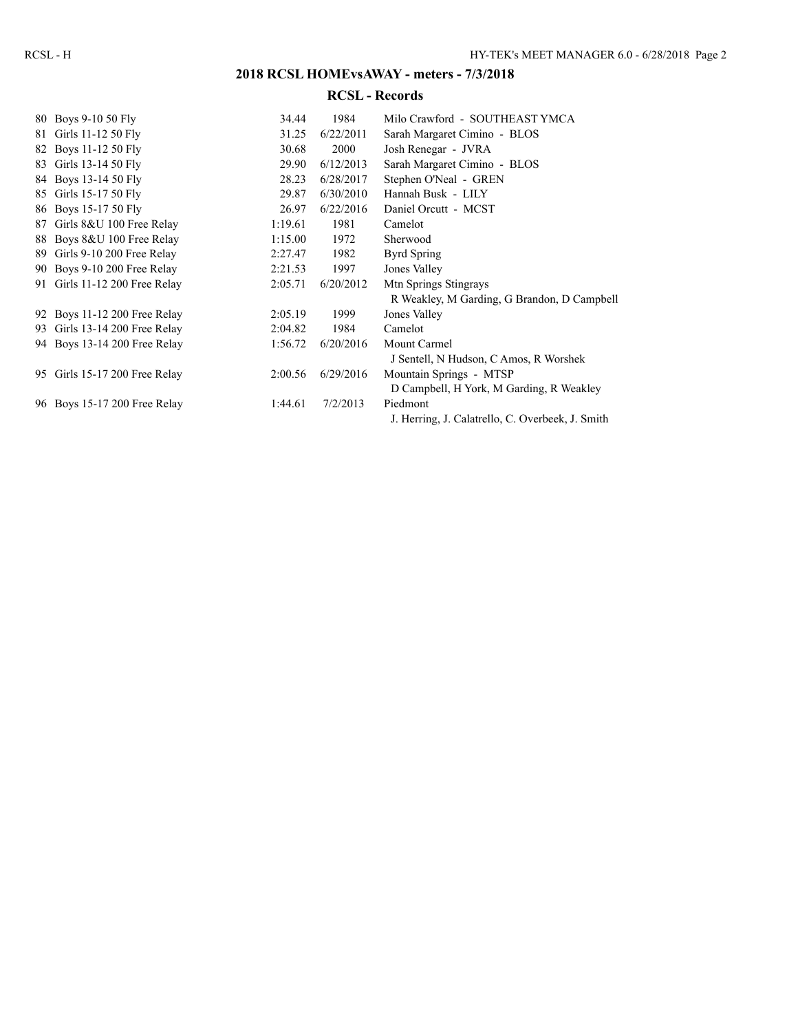## 2018 RCSL HOMEvsAWAY - meters - 7/3/2018

### RCSL - Records

| | | | | |
|---|---|---|---|---|
| 80 | Boys 9-10 50 Fly | 34.44 | 1984 | Milo Crawford - SOUTHEAST YMCA |
| 81 | Girls 11-12 50 Fly | 31.25 | 6/22/2011 | Sarah Margaret Cimino - BLOS |
| 82 | Boys 11-12 50 Fly | 30.68 | 2000 | Josh Renegar - JVRA |
| 83 | Girls 13-14 50 Fly | 29.90 | 6/12/2013 | Sarah Margaret Cimino - BLOS |
| 84 | Boys 13-14 50 Fly | 28.23 | 6/28/2017 | Stephen O'Neal - GREN |
| 85 | Girls 15-17 50 Fly | 29.87 | 6/30/2010 | Hannah Busk - LILY |
| 86 | Boys 15-17 50 Fly | 26.97 | 6/22/2016 | Daniel Orcutt - MCST |
| 87 | Girls 8&U 100 Free Relay | 1:19.61 | 1981 | Camelot |
| 88 | Boys 8&U 100 Free Relay | 1:15.00 | 1972 | Sherwood |
| 89 | Girls 9-10 200 Free Relay | 2:27.47 | 1982 | Byrd Spring |
| 90 | Boys 9-10 200 Free Relay | 2:21.53 | 1997 | Jones Valley |
| 91 | Girls 11-12 200 Free Relay | 2:05.71 | 6/20/2012 | Mtn Springs Stingrays<br>R Weakley, M Garding, G Brandon, D Campbell |
| 92 | Boys 11-12 200 Free Relay | 2:05.19 | 1999 | Jones Valley |
| 93 | Girls 13-14 200 Free Relay | 2:04.82 | 1984 | Camelot |
| 94 | Boys 13-14 200 Free Relay | 1:56.72 | 6/20/2016 | Mount Carmel<br>J Sentell, N Hudson, C Amos, R Worshek |
| 95 | Girls 15-17 200 Free Relay | 2:00.56 | 6/29/2016 | Mountain Springs - MTSP<br>D Campbell, H York, M Garding, R Weakley |
| 96 | Boys 15-17 200 Free Relay | 1:44.61 | 7/2/2013 | Piedmont<br>J. Herring, J. Calatrello, C. Overbeek, J. Smith |